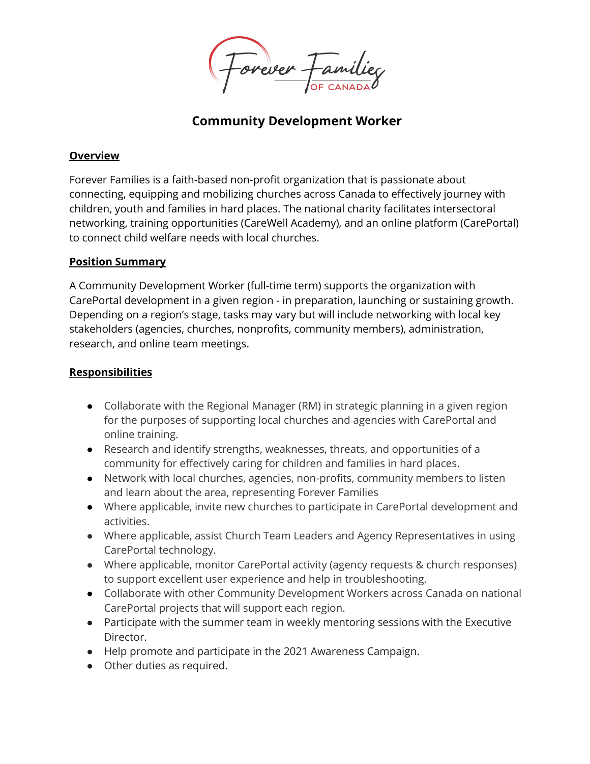# Community Development Worker

## Overview

Forever Families is a faith-based non-profit organization that is passionate about connecting, equipping and mobilizing churches across Canada to effectively journey with children, youth and families in hard places. The national charity facilitates intersectoral networking, training opportunities (CareWell Academy), and an online platform (CarePortal) to connect child welfare needs with local churches.

## Position Summary

A Community Development Worker (full-time term) supports the organization with CarePortal development in a given region - in preparation, launching or sustaining growth. Depending on a region's stage, tasks may vary but will include networking with local key stakeholders (agencies, churches, nonprofits, community members), administration, research, and online team meetings.

## Responsibilities

- Collaborate with the Regional Manager (RM) in strategic planning in a given region for the purposes of supporting local churches and agencies with CarePortal and online training.
- Research and identify strengths, weaknesses, threats, and opportunities of a community for effectively caring for children and families in hard places.
- Network with local churches, agencies, non-profits, community members to listen and learn about the area, representing Forever Families
- Where applicable, invite new churches to participate in CarePortal development and activities.
- Where applicable, assist Church Team Leaders and Agency Representatives in using CarePortal technology.
- Where applicable, monitor CarePortal activity (agency requests & church responses) to support excellent user experience and help in troubleshooting.
- Collaborate with other Community Development Workers across Canada on national CarePortal projects that will support each region.
- Participate with the summer team in weekly mentoring sessions with the Executive Director.
- Help promote and participate in the 2021 Awareness Campaign.
- Other duties as required.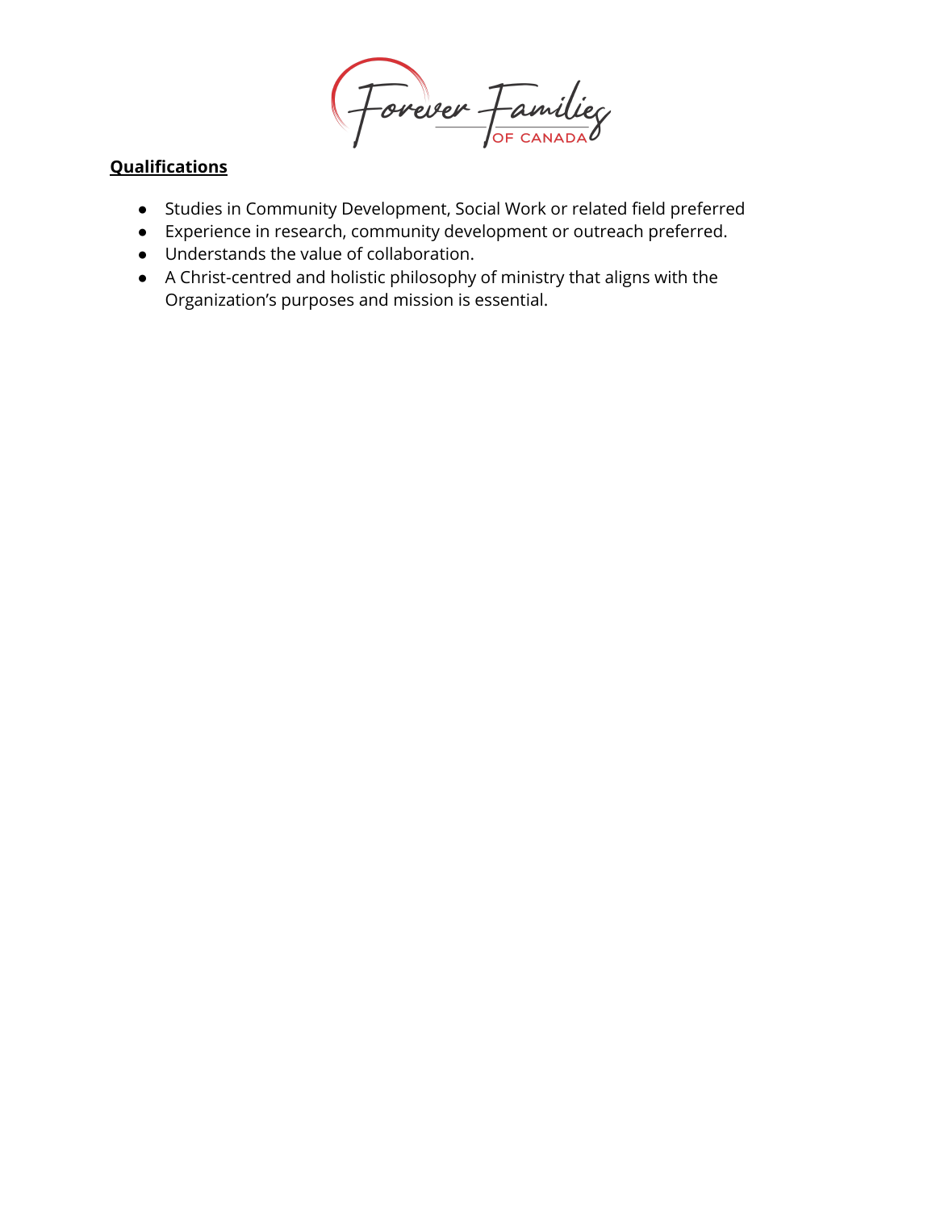**Qualifications**

- Studies in Community Development, Social Work or related field preferred
- Experience in research, community development or outreach preferred.
- Understands the value of collaboration.
- A Christ-centred and holistic philosophy of ministry that aligns with the Organization's purposes and mission is essential.